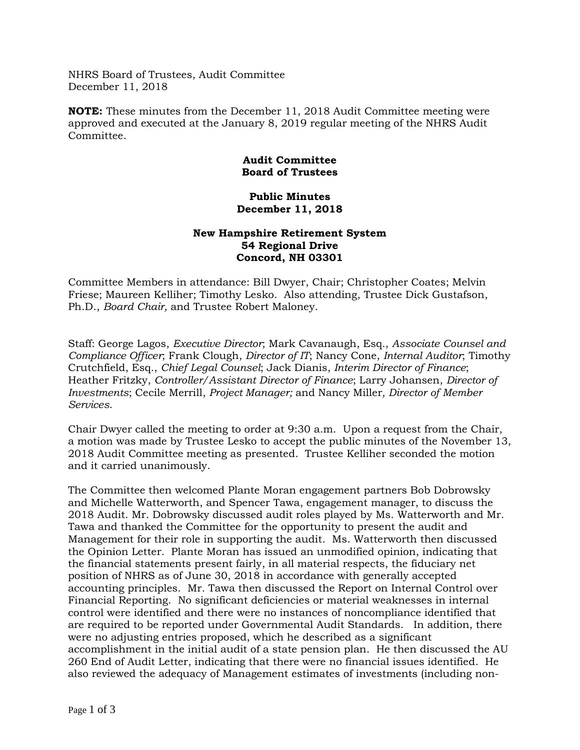NHRS Board of Trustees, Audit Committee
December 11, 2018

**NOTE:** These minutes from the December 11, 2018 Audit Committee meeting were approved and executed at the January 8, 2019 regular meeting of the NHRS Audit Committee.

**Audit Committee**
**Board of Trustees**

**Public Minutes**
**December 11, 2018**

**New Hampshire Retirement System**
**54 Regional Drive**
**Concord, NH 03301**

Committee Members in attendance: Bill Dwyer, Chair; Christopher Coates; Melvin Friese; Maureen Kelliher; Timothy Lesko. Also attending, Trustee Dick Gustafson, Ph.D., *Board Chair,* and Trustee Robert Maloney.

Staff: George Lagos, *Executive Director*; Mark Cavanaugh, Esq., *Associate Counsel and Compliance Officer*; Frank Clough, *Director of IT*; Nancy Cone, *Internal Auditor*; Timothy Crutchfield, Esq., *Chief Legal Counsel*; Jack Dianis, *Interim Director of Finance*; Heather Fritzky, *Controller/Assistant Director of Finance*; Larry Johansen, *Director of Investments*; Cecile Merrill, *Project Manager;* and Nancy Miller*, Director of Member Services.*

Chair Dwyer called the meeting to order at 9:30 a.m. Upon a request from the Chair, a motion was made by Trustee Lesko to accept the public minutes of the November 13, 2018 Audit Committee meeting as presented. Trustee Kelliher seconded the motion and it carried unanimously.

The Committee then welcomed Plante Moran engagement partners Bob Dobrowsky and Michelle Watterworth, and Spencer Tawa, engagement manager, to discuss the 2018 Audit. Mr. Dobrowsky discussed audit roles played by Ms. Watterworth and Mr. Tawa and thanked the Committee for the opportunity to present the audit and Management for their role in supporting the audit. Ms. Watterworth then discussed the Opinion Letter. Plante Moran has issued an unmodified opinion, indicating that the financial statements present fairly, in all material respects, the fiduciary net position of NHRS as of June 30, 2018 in accordance with generally accepted accounting principles. Mr. Tawa then discussed the Report on Internal Control over Financial Reporting. No significant deficiencies or material weaknesses in internal control were identified and there were no instances of noncompliance identified that are required to be reported under Governmental Audit Standards. In addition, there were no adjusting entries proposed, which he described as a significant accomplishment in the initial audit of a state pension plan. He then discussed the AU 260 End of Audit Letter, indicating that there were no financial issues identified. He also reviewed the adequacy of Management estimates of investments (including non-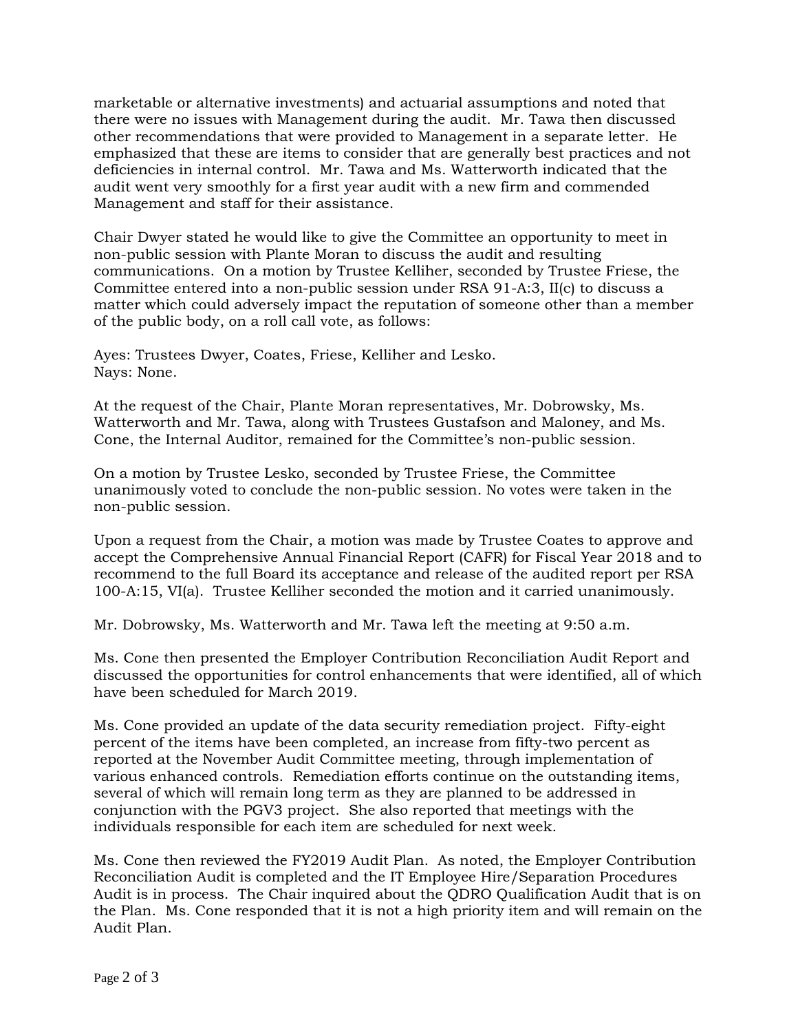marketable or alternative investments) and actuarial assumptions and noted that there were no issues with Management during the audit. Mr. Tawa then discussed other recommendations that were provided to Management in a separate letter. He emphasized that these are items to consider that are generally best practices and not deficiencies in internal control. Mr. Tawa and Ms. Watterworth indicated that the audit went very smoothly for a first year audit with a new firm and commended Management and staff for their assistance.

Chair Dwyer stated he would like to give the Committee an opportunity to meet in non-public session with Plante Moran to discuss the audit and resulting communications. On a motion by Trustee Kelliher, seconded by Trustee Friese, the Committee entered into a non-public session under RSA 91-A:3, II(c) to discuss a matter which could adversely impact the reputation of someone other than a member of the public body, on a roll call vote, as follows:

Ayes: Trustees Dwyer, Coates, Friese, Kelliher and Lesko.
Nays: None.

At the request of the Chair, Plante Moran representatives, Mr. Dobrowsky, Ms. Watterworth and Mr. Tawa, along with Trustees Gustafson and Maloney, and Ms. Cone, the Internal Auditor, remained for the Committee's non-public session.

On a motion by Trustee Lesko, seconded by Trustee Friese, the Committee unanimously voted to conclude the non-public session. No votes were taken in the non-public session.

Upon a request from the Chair, a motion was made by Trustee Coates to approve and accept the Comprehensive Annual Financial Report (CAFR) for Fiscal Year 2018 and to recommend to the full Board its acceptance and release of the audited report per RSA 100-A:15, VI(a). Trustee Kelliher seconded the motion and it carried unanimously.

Mr. Dobrowsky, Ms. Watterworth and Mr. Tawa left the meeting at 9:50 a.m.

Ms. Cone then presented the Employer Contribution Reconciliation Audit Report and discussed the opportunities for control enhancements that were identified, all of which have been scheduled for March 2019.

Ms. Cone provided an update of the data security remediation project. Fifty-eight percent of the items have been completed, an increase from fifty-two percent as reported at the November Audit Committee meeting, through implementation of various enhanced controls. Remediation efforts continue on the outstanding items, several of which will remain long term as they are planned to be addressed in conjunction with the PGV3 project. She also reported that meetings with the individuals responsible for each item are scheduled for next week.

Ms. Cone then reviewed the FY2019 Audit Plan. As noted, the Employer Contribution Reconciliation Audit is completed and the IT Employee Hire/Separation Procedures Audit is in process. The Chair inquired about the QDRO Qualification Audit that is on the Plan. Ms. Cone responded that it is not a high priority item and will remain on the Audit Plan.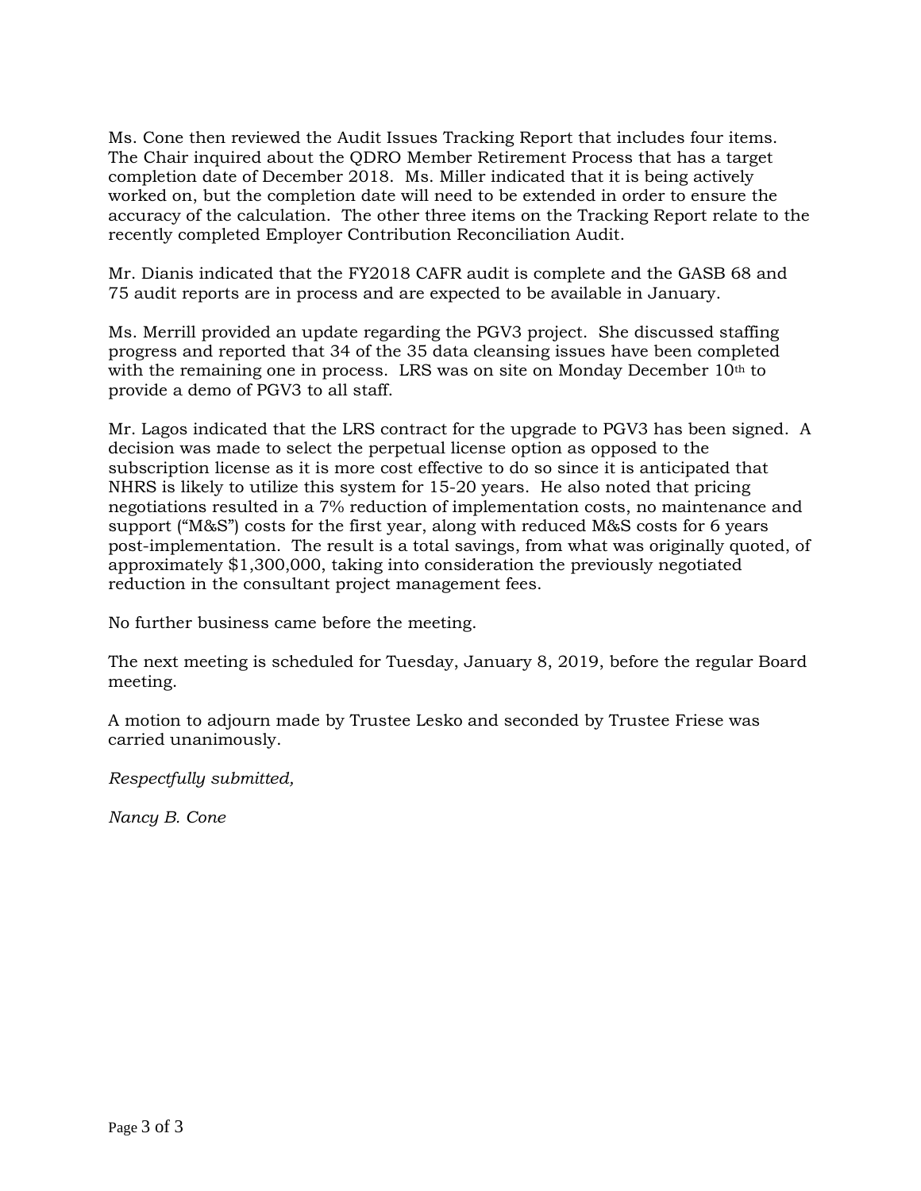Ms. Cone then reviewed the Audit Issues Tracking Report that includes four items. The Chair inquired about the QDRO Member Retirement Process that has a target completion date of December 2018. Ms. Miller indicated that it is being actively worked on, but the completion date will need to be extended in order to ensure the accuracy of the calculation. The other three items on the Tracking Report relate to the recently completed Employer Contribution Reconciliation Audit.

Mr. Dianis indicated that the FY2018 CAFR audit is complete and the GASB 68 and 75 audit reports are in process and are expected to be available in January.

Ms. Merrill provided an update regarding the PGV3 project. She discussed staffing progress and reported that 34 of the 35 data cleansing issues have been completed with the remaining one in process. LRS was on site on Monday December 10th to provide a demo of PGV3 to all staff.

Mr. Lagos indicated that the LRS contract for the upgrade to PGV3 has been signed. A decision was made to select the perpetual license option as opposed to the subscription license as it is more cost effective to do so since it is anticipated that NHRS is likely to utilize this system for 15-20 years. He also noted that pricing negotiations resulted in a 7% reduction of implementation costs, no maintenance and support ("M&S") costs for the first year, along with reduced M&S costs for 6 years post-implementation. The result is a total savings, from what was originally quoted, of approximately $1,300,000, taking into consideration the previously negotiated reduction in the consultant project management fees.

No further business came before the meeting.

The next meeting is scheduled for Tuesday, January 8, 2019, before the regular Board meeting.

A motion to adjourn made by Trustee Lesko and seconded by Trustee Friese was carried unanimously.

*Respectfully submitted,*

*Nancy B. Cone*